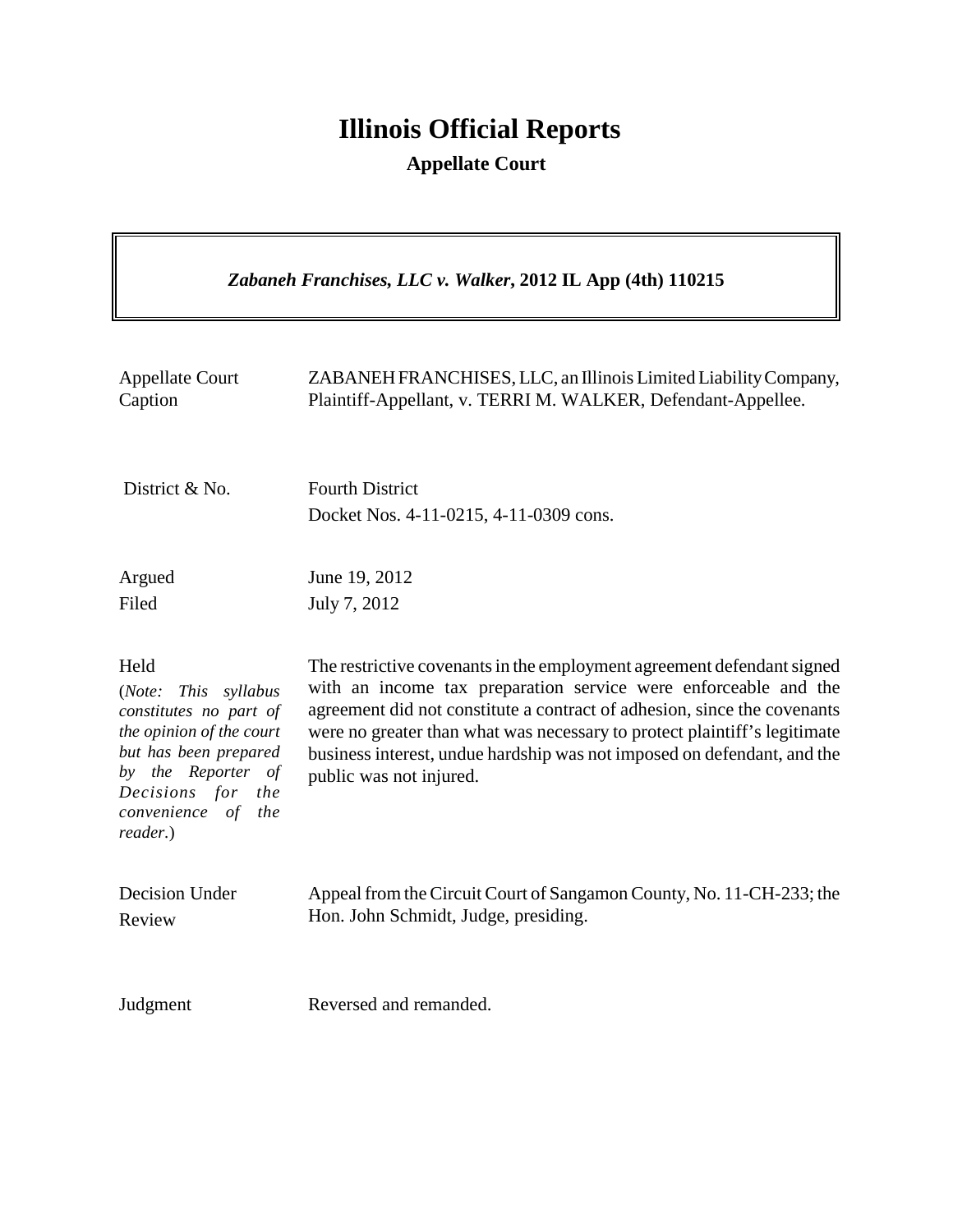# Illinois Official Reports

**Appellate Court**

***Zabaneh Franchises, LLC v. Walker*, 2012 IL App (4th) 110215**

| | |
|---|---|
| Appellate Court Caption | ZABANEH FRANCHISES, LLC, an Illinois Limited Liability Company, Plaintiff-Appellant, v. TERRI M. WALKER, Defendant-Appellee. |
| District & No. | Fourth District<br>Docket Nos. 4-11-0215, 4-11-0309 cons. |
| Argued<br>Filed | June 19, 2012<br>July 7, 2012 |
| Held<br>(*Note: This syllabus constitutes no part of the opinion of the court but has been prepared by the Reporter of Decisions for the convenience of the reader.*) | The restrictive covenants in the employment agreement defendant signed with an income tax preparation service were enforceable and the agreement did not constitute a contract of adhesion, since the covenants were no greater than what was necessary to protect plaintiff's legitimate business interest, undue hardship was not imposed on defendant, and the public was not injured. |
| Decision Under Review | Appeal from the Circuit Court of Sangamon County, No. 11-CH-233; the Hon. John Schmidt, Judge, presiding. |
| Judgment | Reversed and remanded. |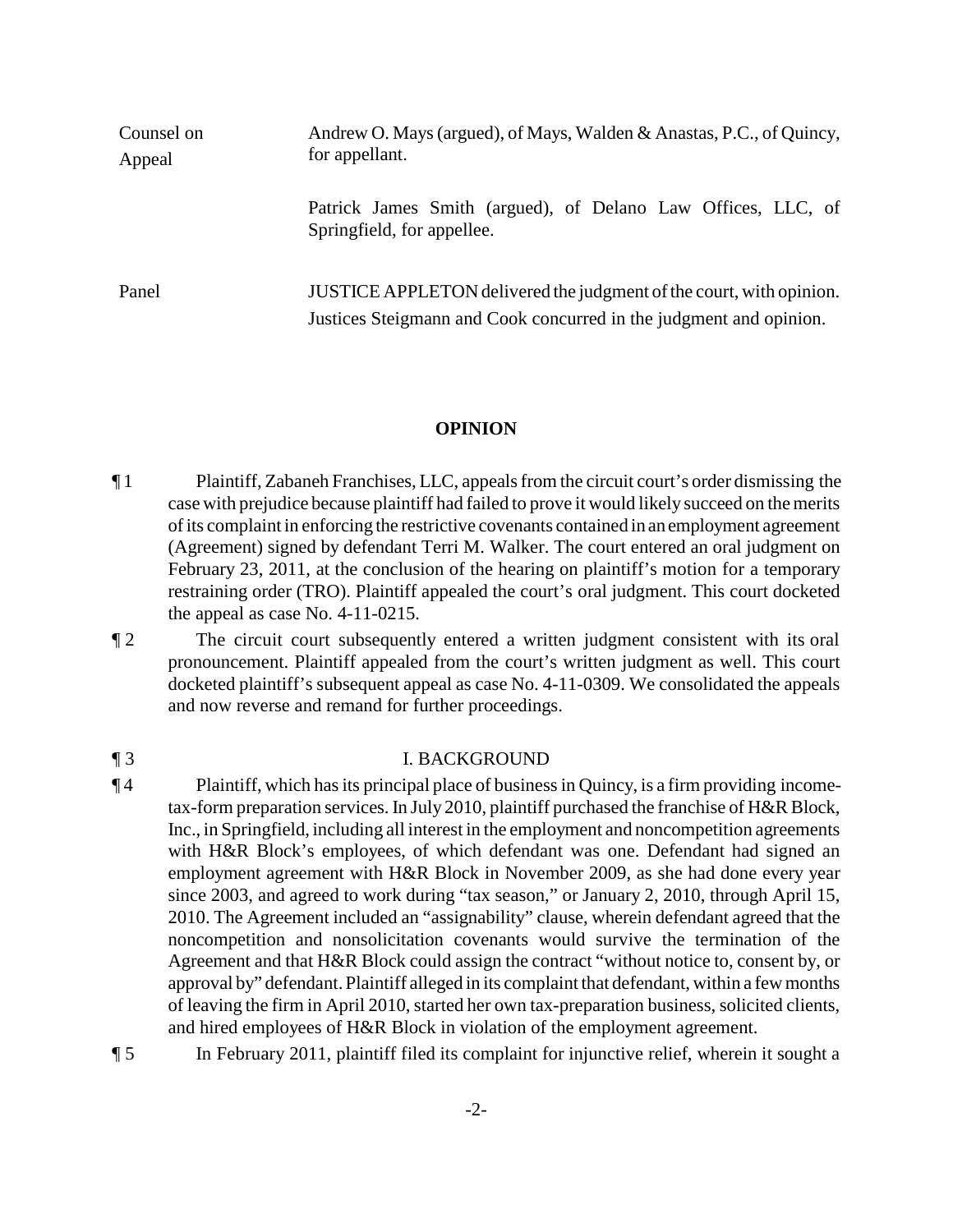Counsel on Appeal

Andrew O. Mays (argued), of Mays, Walden & Anastas, P.C., of Quincy, for appellant.

Patrick James Smith (argued), of Delano Law Offices, LLC, of Springfield, for appellee.

Panel

JUSTICE APPLETON delivered the judgment of the court, with opinion. Justices Steigmann and Cook concurred in the judgment and opinion.

## OPINION

¶ 1 Plaintiff, Zabaneh Franchises, LLC, appeals from the circuit court's order dismissing the case with prejudice because plaintiff had failed to prove it would likely succeed on the merits of its complaint in enforcing the restrictive covenants contained in an employment agreement (Agreement) signed by defendant Terri M. Walker. The court entered an oral judgment on February 23, 2011, at the conclusion of the hearing on plaintiff's motion for a temporary restraining order (TRO). Plaintiff appealed the court's oral judgment. This court docketed the appeal as case No. 4-11-0215.

¶ 2 The circuit court subsequently entered a written judgment consistent with its oral pronouncement. Plaintiff appealed from the court's written judgment as well. This court docketed plaintiff's subsequent appeal as case No. 4-11-0309. We consolidated the appeals and now reverse and remand for further proceedings.

¶ 3 I. BACKGROUND

¶ 4 Plaintiff, which has its principal place of business in Quincy, is a firm providing income-tax-form preparation services. In July 2010, plaintiff purchased the franchise of H&R Block, Inc., in Springfield, including all interest in the employment and noncompetition agreements with H&R Block's employees, of which defendant was one. Defendant had signed an employment agreement with H&R Block in November 2009, as she had done every year since 2003, and agreed to work during "tax season," or January 2, 2010, through April 15, 2010. The Agreement included an "assignability" clause, wherein defendant agreed that the noncompetition and nonsolicitation covenants would survive the termination of the Agreement and that H&R Block could assign the contract "without notice to, consent by, or approval by" defendant. Plaintiff alleged in its complaint that defendant, within a few months of leaving the firm in April 2010, started her own tax-preparation business, solicited clients, and hired employees of H&R Block in violation of the employment agreement.

¶ 5 In February 2011, plaintiff filed its complaint for injunctive relief, wherein it sought a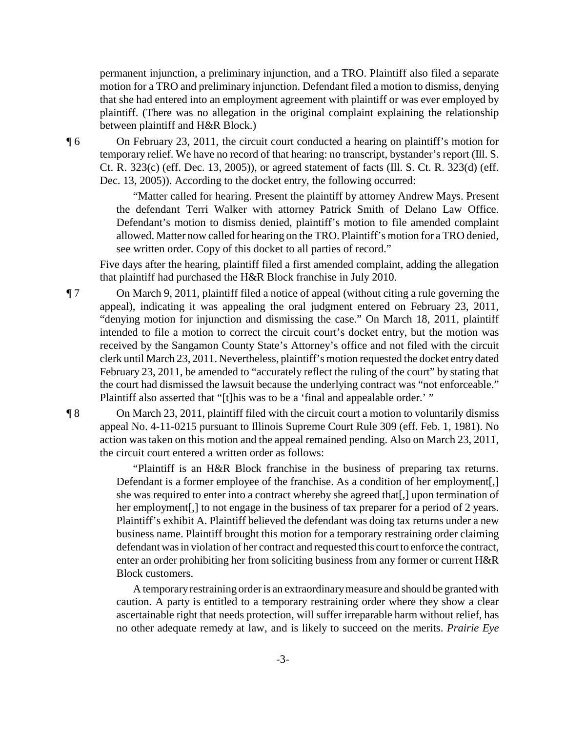permanent injunction, a preliminary injunction, and a TRO. Plaintiff also filed a separate motion for a TRO and preliminary injunction. Defendant filed a motion to dismiss, denying that she had entered into an employment agreement with plaintiff or was ever employed by plaintiff. (There was no allegation in the original complaint explaining the relationship between plaintiff and H&R Block.)

¶ 6 On February 23, 2011, the circuit court conducted a hearing on plaintiff's motion for temporary relief. We have no record of that hearing: no transcript, bystander's report (Ill. S. Ct. R. 323(c) (eff. Dec. 13, 2005)), or agreed statement of facts (Ill. S. Ct. R. 323(d) (eff. Dec. 13, 2005)). According to the docket entry, the following occurred:

> "Matter called for hearing. Present the plaintiff by attorney Andrew Mays. Present the defendant Terri Walker with attorney Patrick Smith of Delano Law Office. Defendant's motion to dismiss denied, plaintiff's motion to file amended complaint allowed. Matter now called for hearing on the TRO. Plaintiff's motion for a TRO denied, see written order. Copy of this docket to all parties of record."

Five days after the hearing, plaintiff filed a first amended complaint, adding the allegation that plaintiff had purchased the H&R Block franchise in July 2010.

¶ 7 On March 9, 2011, plaintiff filed a notice of appeal (without citing a rule governing the appeal), indicating it was appealing the oral judgment entered on February 23, 2011, "denying motion for injunction and dismissing the case." On March 18, 2011, plaintiff intended to file a motion to correct the circuit court's docket entry, but the motion was received by the Sangamon County State's Attorney's office and not filed with the circuit clerk until March 23, 2011. Nevertheless, plaintiff's motion requested the docket entry dated February 23, 2011, be amended to "accurately reflect the ruling of the court" by stating that the court had dismissed the lawsuit because the underlying contract was "not enforceable." Plaintiff also asserted that "[t]his was to be a 'final and appealable order.' "

¶ 8 On March 23, 2011, plaintiff filed with the circuit court a motion to voluntarily dismiss appeal No. 4-11-0215 pursuant to Illinois Supreme Court Rule 309 (eff. Feb. 1, 1981). No action was taken on this motion and the appeal remained pending. Also on March 23, 2011, the circuit court entered a written order as follows:

> "Plaintiff is an H&R Block franchise in the business of preparing tax returns. Defendant is a former employee of the franchise. As a condition of her employment[,] she was required to enter into a contract whereby she agreed that[,] upon termination of her employment[,] to not engage in the business of tax preparer for a period of 2 years. Plaintiff's exhibit A. Plaintiff believed the defendant was doing tax returns under a new business name. Plaintiff brought this motion for a temporary restraining order claiming defendant was in violation of her contract and requested this court to enforce the contract, enter an order prohibiting her from soliciting business from any former or current H&R Block customers.
>
> A temporary restraining order is an extraordinary measure and should be granted with caution. A party is entitled to a temporary restraining order where they show a clear ascertainable right that needs protection, will suffer irreparable harm without relief, has no other adequate remedy at law, and is likely to succeed on the merits. *Prairie Eye*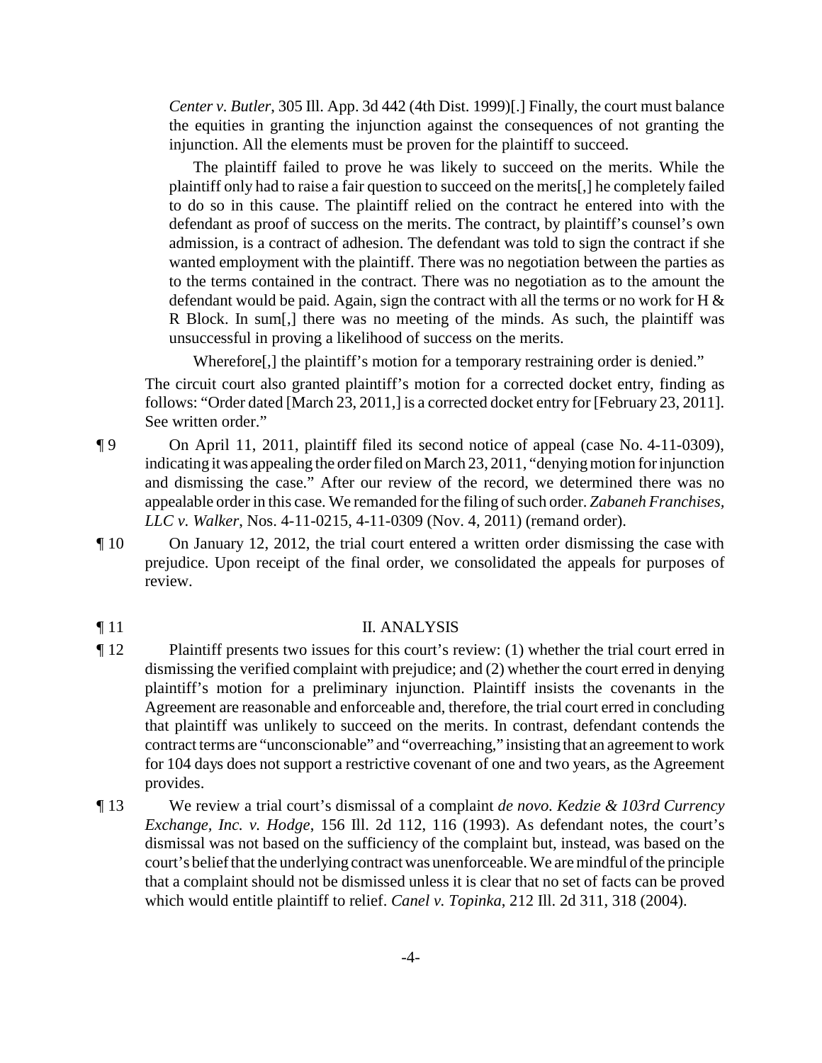*Center v. Butler*, 305 Ill. App. 3d 442 (4th Dist. 1999)[.] Finally, the court must balance the equities in granting the injunction against the consequences of not granting the injunction. All the elements must be proven for the plaintiff to succeed.

The plaintiff failed to prove he was likely to succeed on the merits. While the plaintiff only had to raise a fair question to succeed on the merits[,] he completely failed to do so in this cause. The plaintiff relied on the contract he entered into with the defendant as proof of success on the merits. The contract, by plaintiff's counsel's own admission, is a contract of adhesion. The defendant was told to sign the contract if she wanted employment with the plaintiff. There was no negotiation between the parties as to the terms contained in the contract. There was no negotiation as to the amount the defendant would be paid. Again, sign the contract with all the terms or no work for H & R Block. In sum[,] there was no meeting of the minds. As such, the plaintiff was unsuccessful in proving a likelihood of success on the merits.

Wherefore[,] the plaintiff's motion for a temporary restraining order is denied."

The circuit court also granted plaintiff's motion for a corrected docket entry, finding as follows: "Order dated [March 23, 2011,] is a corrected docket entry for [February 23, 2011]. See written order."

¶ 9 On April 11, 2011, plaintiff filed its second notice of appeal (case No. 4-11-0309), indicating it was appealing the order filed on March 23, 2011, "denying motion for injunction and dismissing the case." After our review of the record, we determined there was no appealable order in this case. We remanded for the filing of such order. *Zabaneh Franchises, LLC v. Walker*, Nos. 4-11-0215, 4-11-0309 (Nov. 4, 2011) (remand order).

¶ 10 On January 12, 2012, the trial court entered a written order dismissing the case with prejudice. Upon receipt of the final order, we consolidated the appeals for purposes of review.

## ¶ 11 II. ANALYSIS

¶ 12 Plaintiff presents two issues for this court's review: (1) whether the trial court erred in dismissing the verified complaint with prejudice; and (2) whether the court erred in denying plaintiff's motion for a preliminary injunction. Plaintiff insists the covenants in the Agreement are reasonable and enforceable and, therefore, the trial court erred in concluding that plaintiff was unlikely to succeed on the merits. In contrast, defendant contends the contract terms are "unconscionable" and "overreaching," insisting that an agreement to work for 104 days does not support a restrictive covenant of one and two years, as the Agreement provides.

¶ 13 We review a trial court's dismissal of a complaint *de novo*. *Kedzie & 103rd Currency Exchange, Inc. v. Hodge*, 156 Ill. 2d 112, 116 (1993). As defendant notes, the court's dismissal was not based on the sufficiency of the complaint but, instead, was based on the court's belief that the underlying contract was unenforceable. We are mindful of the principle that a complaint should not be dismissed unless it is clear that no set of facts can be proved which would entitle plaintiff to relief. *Canel v. Topinka*, 212 Ill. 2d 311, 318 (2004).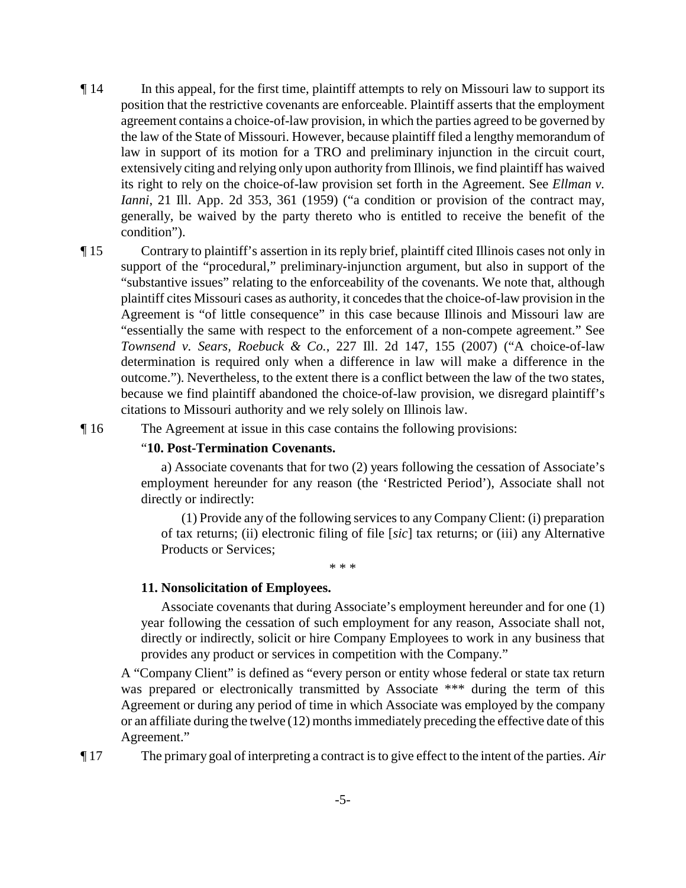¶ 14 In this appeal, for the first time, plaintiff attempts to rely on Missouri law to support its position that the restrictive covenants are enforceable. Plaintiff asserts that the employment agreement contains a choice-of-law provision, in which the parties agreed to be governed by the law of the State of Missouri. However, because plaintiff filed a lengthy memorandum of law in support of its motion for a TRO and preliminary injunction in the circuit court, extensively citing and relying only upon authority from Illinois, we find plaintiff has waived its right to rely on the choice-of-law provision set forth in the Agreement. See *Ellman v. Ianni*, 21 Ill. App. 2d 353, 361 (1959) ("a condition or provision of the contract may, generally, be waived by the party thereto who is entitled to receive the benefit of the condition").

¶ 15 Contrary to plaintiff's assertion in its reply brief, plaintiff cited Illinois cases not only in support of the "procedural," preliminary-injunction argument, but also in support of the "substantive issues" relating to the enforceability of the covenants. We note that, although plaintiff cites Missouri cases as authority, it concedes that the choice-of-law provision in the Agreement is "of little consequence" in this case because Illinois and Missouri law are "essentially the same with respect to the enforcement of a non-compete agreement." See *Townsend v. Sears, Roebuck & Co.*, 227 Ill. 2d 147, 155 (2007) ("A choice-of-law determination is required only when a difference in law will make a difference in the outcome."). Nevertheless, to the extent there is a conflict between the law of the two states, because we find plaintiff abandoned the choice-of-law provision, we disregard plaintiff's citations to Missouri authority and we rely solely on Illinois law.

¶ 16 The Agreement at issue in this case contains the following provisions:

> "**10. Post-Termination Covenants.**
>
> a) Associate covenants that for two (2) years following the cessation of Associate's employment hereunder for any reason (the 'Restricted Period'), Associate shall not directly or indirectly:
>
> (1) Provide any of the following services to any Company Client: (i) preparation of tax returns; (ii) electronic filing of file [*sic*] tax returns; or (iii) any Alternative Products or Services;
>
> \* \* \*
>
> **11. Nonsolicitation of Employees.**
>
> Associate covenants that during Associate's employment hereunder and for one (1) year following the cessation of such employment for any reason, Associate shall not, directly or indirectly, solicit or hire Company Employees to work in any business that provides any product or services in competition with the Company."

A "Company Client" is defined as "every person or entity whose federal or state tax return was prepared or electronically transmitted by Associate \*\*\* during the term of this Agreement or during any period of time in which Associate was employed by the company or an affiliate during the twelve (12) months immediately preceding the effective date of this Agreement."

¶ 17 The primary goal of interpreting a contract is to give effect to the intent of the parties. *Air*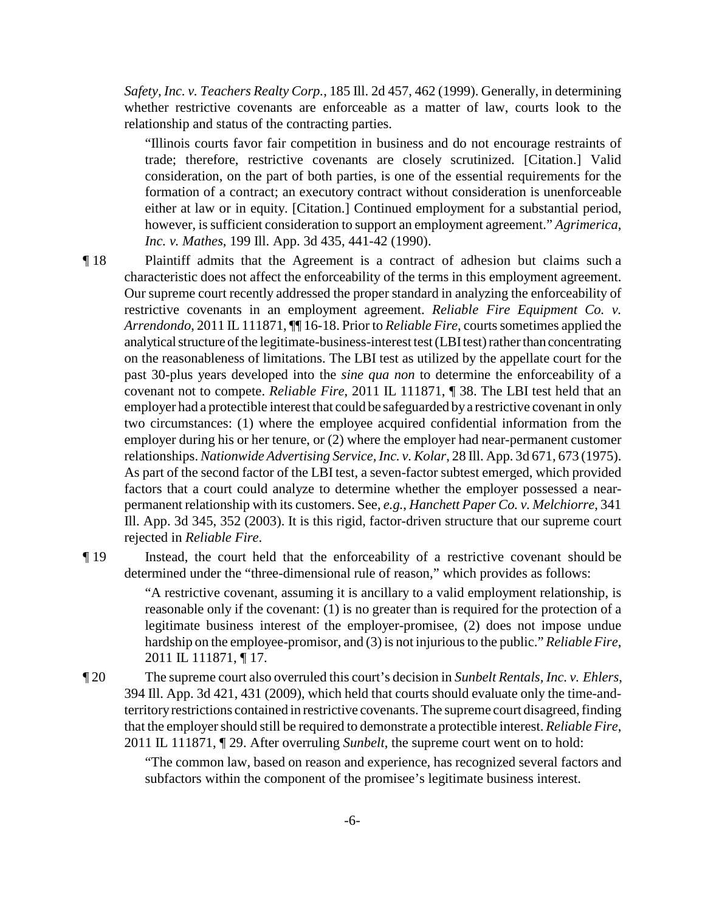*Safety, Inc. v. Teachers Realty Corp.*, 185 Ill. 2d 457, 462 (1999). Generally, in determining whether restrictive covenants are enforceable as a matter of law, courts look to the relationship and status of the contracting parties.

> "Illinois courts favor fair competition in business and do not encourage restraints of trade; therefore, restrictive covenants are closely scrutinized. [Citation.] Valid consideration, on the part of both parties, is one of the essential requirements for the formation of a contract; an executory contract without consideration is unenforceable either at law or in equity. [Citation.] Continued employment for a substantial period, however, is sufficient consideration to support an employment agreement." *Agrimerica, Inc. v. Mathes*, 199 Ill. App. 3d 435, 441-42 (1990).

¶ 18 Plaintiff admits that the Agreement is a contract of adhesion but claims such a characteristic does not affect the enforceability of the terms in this employment agreement. Our supreme court recently addressed the proper standard in analyzing the enforceability of restrictive covenants in an employment agreement. *Reliable Fire Equipment Co. v. Arrendondo*, 2011 IL 111871, ¶¶ 16-18. Prior to *Reliable Fire*, courts sometimes applied the analytical structure of the legitimate-business-interest test (LBI test) rather than concentrating on the reasonableness of limitations. The LBI test as utilized by the appellate court for the past 30-plus years developed into the *sine qua non* to determine the enforceability of a covenant not to compete. *Reliable Fire*, 2011 IL 111871, ¶ 38. The LBI test held that an employer had a protectible interest that could be safeguarded by a restrictive covenant in only two circumstances: (1) where the employee acquired confidential information from the employer during his or her tenure, or (2) where the employer had near-permanent customer relationships. *Nationwide Advertising Service, Inc. v. Kolar*, 28 Ill. App. 3d 671, 673 (1975). As part of the second factor of the LBI test, a seven-factor subtest emerged, which provided factors that a court could analyze to determine whether the employer possessed a near-permanent relationship with its customers. See, *e.g.*, *Hanchett Paper Co. v. Melchiorre*, 341 Ill. App. 3d 345, 352 (2003). It is this rigid, factor-driven structure that our supreme court rejected in *Reliable Fire*.

¶ 19 Instead, the court held that the enforceability of a restrictive covenant should be determined under the "three-dimensional rule of reason," which provides as follows:

> "A restrictive covenant, assuming it is ancillary to a valid employment relationship, is reasonable only if the covenant: (1) is no greater than is required for the protection of a legitimate business interest of the employer-promisee, (2) does not impose undue hardship on the employee-promisor, and (3) is not injurious to the public." *Reliable Fire*, 2011 IL 111871, ¶ 17.

¶ 20 The supreme court also overruled this court's decision in *Sunbelt Rentals, Inc. v. Ehlers*, 394 Ill. App. 3d 421, 431 (2009), which held that courts should evaluate only the time-and-territory restrictions contained in restrictive covenants. The supreme court disagreed, finding that the employer should still be required to demonstrate a protectible interest. *Reliable Fire*, 2011 IL 111871, ¶ 29. After overruling *Sunbelt*, the supreme court went on to hold:

> "The common law, based on reason and experience, has recognized several factors and subfactors within the component of the promisee's legitimate business interest.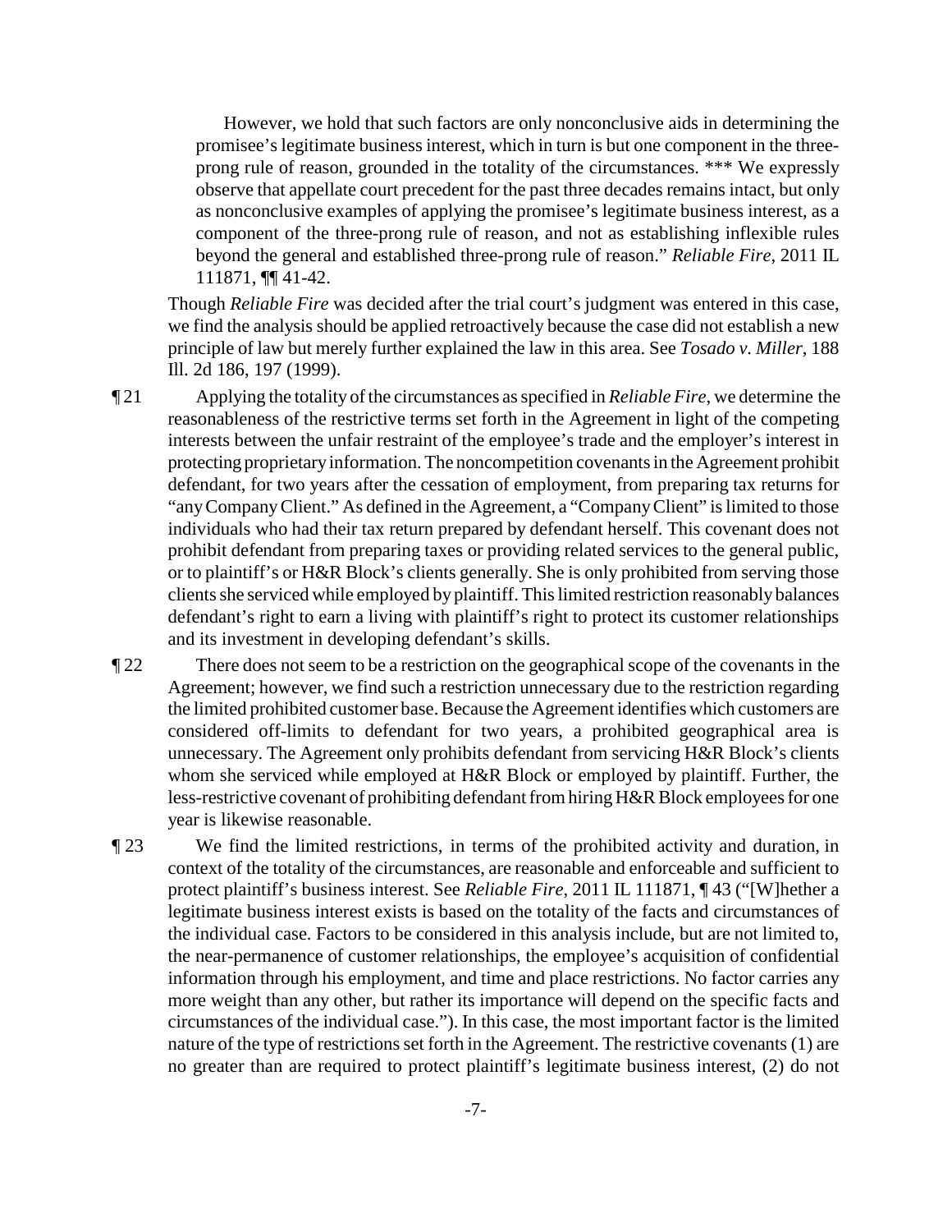However, we hold that such factors are only nonconclusive aids in determining the promisee's legitimate business interest, which in turn is but one component in the three-prong rule of reason, grounded in the totality of the circumstances. *** We expressly observe that appellate court precedent for the past three decades remains intact, but only as nonconclusive examples of applying the promisee's legitimate business interest, as a component of the three-prong rule of reason, and not as establishing inflexible rules beyond the general and established three-prong rule of reason." *Reliable Fire*, 2011 IL 111871, ¶¶ 41-42.

Though *Reliable Fire* was decided after the trial court's judgment was entered in this case, we find the analysis should be applied retroactively because the case did not establish a new principle of law but merely further explained the law in this area. See *Tosado v. Miller*, 188 Ill. 2d 186, 197 (1999).

¶ 21 Applying the totality of the circumstances as specified in *Reliable Fire*, we determine the reasonableness of the restrictive terms set forth in the Agreement in light of the competing interests between the unfair restraint of the employee's trade and the employer's interest in protecting proprietary information. The noncompetition covenants in the Agreement prohibit defendant, for two years after the cessation of employment, from preparing tax returns for "any Company Client." As defined in the Agreement, a "Company Client" is limited to those individuals who had their tax return prepared by defendant herself. This covenant does not prohibit defendant from preparing taxes or providing related services to the general public, or to plaintiff's or H&R Block's clients generally. She is only prohibited from serving those clients she serviced while employed by plaintiff. This limited restriction reasonably balances defendant's right to earn a living with plaintiff's right to protect its customer relationships and its investment in developing defendant's skills.

¶ 22 There does not seem to be a restriction on the geographical scope of the covenants in the Agreement; however, we find such a restriction unnecessary due to the restriction regarding the limited prohibited customer base. Because the Agreement identifies which customers are considered off-limits to defendant for two years, a prohibited geographical area is unnecessary. The Agreement only prohibits defendant from servicing H&R Block's clients whom she serviced while employed at H&R Block or employed by plaintiff. Further, the less-restrictive covenant of prohibiting defendant from hiring H&R Block employees for one year is likewise reasonable.

¶ 23 We find the limited restrictions, in terms of the prohibited activity and duration, in context of the totality of the circumstances, are reasonable and enforceable and sufficient to protect plaintiff's business interest. See *Reliable Fire*, 2011 IL 111871, ¶ 43 ("[W]hether a legitimate business interest exists is based on the totality of the facts and circumstances of the individual case. Factors to be considered in this analysis include, but are not limited to, the near-permanence of customer relationships, the employee's acquisition of confidential information through his employment, and time and place restrictions. No factor carries any more weight than any other, but rather its importance will depend on the specific facts and circumstances of the individual case."). In this case, the most important factor is the limited nature of the type of restrictions set forth in the Agreement. The restrictive covenants (1) are no greater than are required to protect plaintiff's legitimate business interest, (2) do not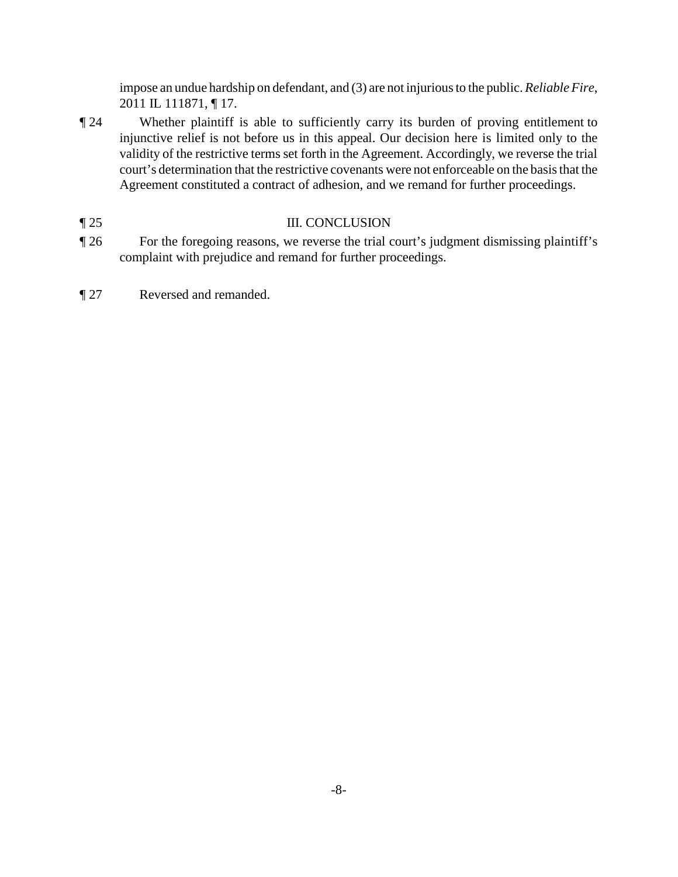impose an undue hardship on defendant, and (3) are not injurious to the public. *Reliable Fire*, 2011 IL 111871, ¶ 17.

¶ 24 Whether plaintiff is able to sufficiently carry its burden of proving entitlement to injunctive relief is not before us in this appeal. Our decision here is limited only to the validity of the restrictive terms set forth in the Agreement. Accordingly, we reverse the trial court's determination that the restrictive covenants were not enforceable on the basis that the Agreement constituted a contract of adhesion, and we remand for further proceedings.

¶ 25 III. CONCLUSION

¶ 26 For the foregoing reasons, we reverse the trial court's judgment dismissing plaintiff's complaint with prejudice and remand for further proceedings.

¶ 27 Reversed and remanded.